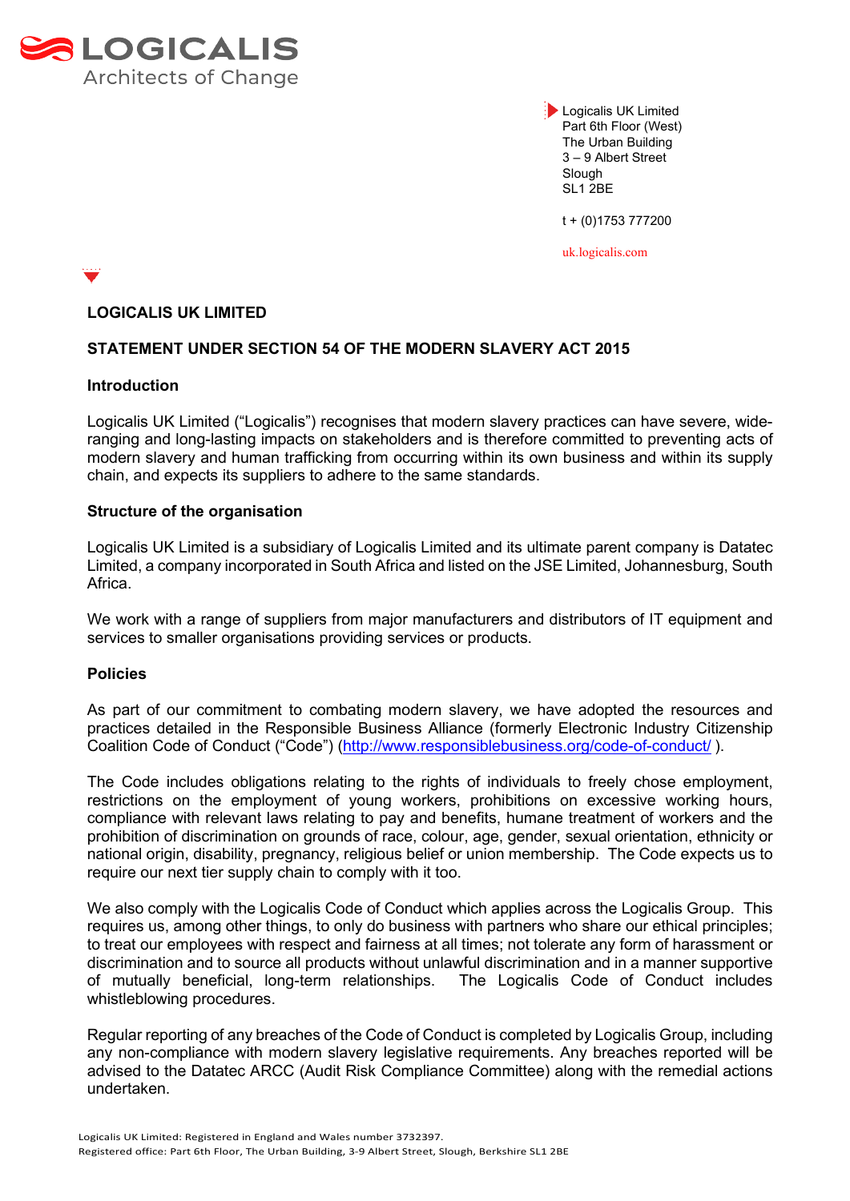LOGICALIS
Architects of Change

Logicalis UK Limited
Part 6th Floor (West)
The Urban Building
3 – 9 Albert Street
Slough
SL1 2BE

t + (0)1753 777200

uk.logicalis.com

## LOGICALIS UK LIMITED

## STATEMENT UNDER SECTION 54 OF THE MODERN SLAVERY ACT 2015

### Introduction

Logicalis UK Limited ("Logicalis") recognises that modern slavery practices can have severe, wide-ranging and long-lasting impacts on stakeholders and is therefore committed to preventing acts of modern slavery and human trafficking from occurring within its own business and within its supply chain, and expects its suppliers to adhere to the same standards.

### Structure of the organisation

Logicalis UK Limited is a subsidiary of Logicalis Limited and its ultimate parent company is Datatec Limited, a company incorporated in South Africa and listed on the JSE Limited, Johannesburg, South Africa.

We work with a range of suppliers from major manufacturers and distributors of IT equipment and services to smaller organisations providing services or products.

### Policies

As part of our commitment to combating modern slavery, we have adopted the resources and practices detailed in the Responsible Business Alliance (formerly Electronic Industry Citizenship Coalition Code of Conduct ("Code") (http://www.responsiblebusiness.org/code-of-conduct/ ).

The Code includes obligations relating to the rights of individuals to freely chose employment, restrictions on the employment of young workers, prohibitions on excessive working hours, compliance with relevant laws relating to pay and benefits, humane treatment of workers and the prohibition of discrimination on grounds of race, colour, age, gender, sexual orientation, ethnicity or national origin, disability, pregnancy, religious belief or union membership. The Code expects us to require our next tier supply chain to comply with it too.

We also comply with the Logicalis Code of Conduct which applies across the Logicalis Group. This requires us, among other things, to only do business with partners who share our ethical principles; to treat our employees with respect and fairness at all times; not tolerate any form of harassment or discrimination and to source all products without unlawful discrimination and in a manner supportive of mutually beneficial, long-term relationships. The Logicalis Code of Conduct includes whistleblowing procedures.

Regular reporting of any breaches of the Code of Conduct is completed by Logicalis Group, including any non-compliance with modern slavery legislative requirements. Any breaches reported will be advised to the Datatec ARCC (Audit Risk Compliance Committee) along with the remedial actions undertaken.

Logicalis UK Limited: Registered in England and Wales number 3732397.
Registered office: Part 6th Floor, The Urban Building, 3-9 Albert Street, Slough, Berkshire SL1 2BE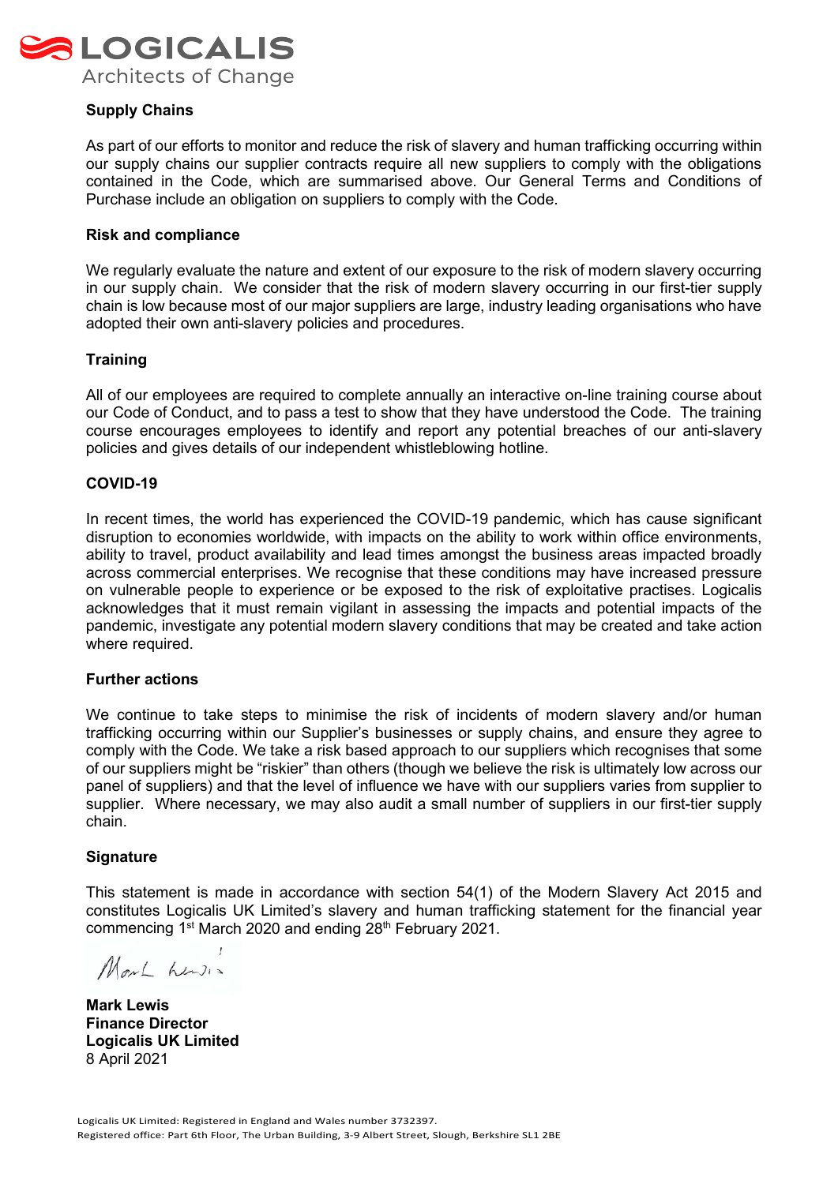## Supply Chains

As part of our efforts to monitor and reduce the risk of slavery and human trafficking occurring within our supply chains our supplier contracts require all new suppliers to comply with the obligations contained in the Code, which are summarised above. Our General Terms and Conditions of Purchase include an obligation on suppliers to comply with the Code.

## Risk and compliance

We regularly evaluate the nature and extent of our exposure to the risk of modern slavery occurring in our supply chain. We consider that the risk of modern slavery occurring in our first-tier supply chain is low because most of our major suppliers are large, industry leading organisations who have adopted their own anti-slavery policies and procedures.

## Training

All of our employees are required to complete annually an interactive on-line training course about our Code of Conduct, and to pass a test to show that they have understood the Code. The training course encourages employees to identify and report any potential breaches of our anti-slavery policies and gives details of our independent whistleblowing hotline.

## COVID-19

In recent times, the world has experienced the COVID-19 pandemic, which has cause significant disruption to economies worldwide, with impacts on the ability to work within office environments, ability to travel, product availability and lead times amongst the business areas impacted broadly across commercial enterprises. We recognise that these conditions may have increased pressure on vulnerable people to experience or be exposed to the risk of exploitative practises. Logicalis acknowledges that it must remain vigilant in assessing the impacts and potential impacts of the pandemic, investigate any potential modern slavery conditions that may be created and take action where required.

## Further actions

We continue to take steps to minimise the risk of incidents of modern slavery and/or human trafficking occurring within our Supplier's businesses or supply chains, and ensure they agree to comply with the Code. We take a risk based approach to our suppliers which recognises that some of our suppliers might be "riskier" than others (though we believe the risk is ultimately low across our panel of suppliers) and that the level of influence we have with our suppliers varies from supplier to supplier. Where necessary, we may also audit a small number of suppliers in our first-tier supply chain.

## Signature

This statement is made in accordance with section 54(1) of the Modern Slavery Act 2015 and constitutes Logicalis UK Limited's slavery and human trafficking statement for the financial year commencing 1st March 2020 and ending 28th February 2021.

**Mark Lewis**
**Finance Director**
**Logicalis UK Limited**
8 April 2021

Logicalis UK Limited: Registered in England and Wales number 3732397.
Registered office: Part 6th Floor, The Urban Building, 3-9 Albert Street, Slough, Berkshire SL1 2BE